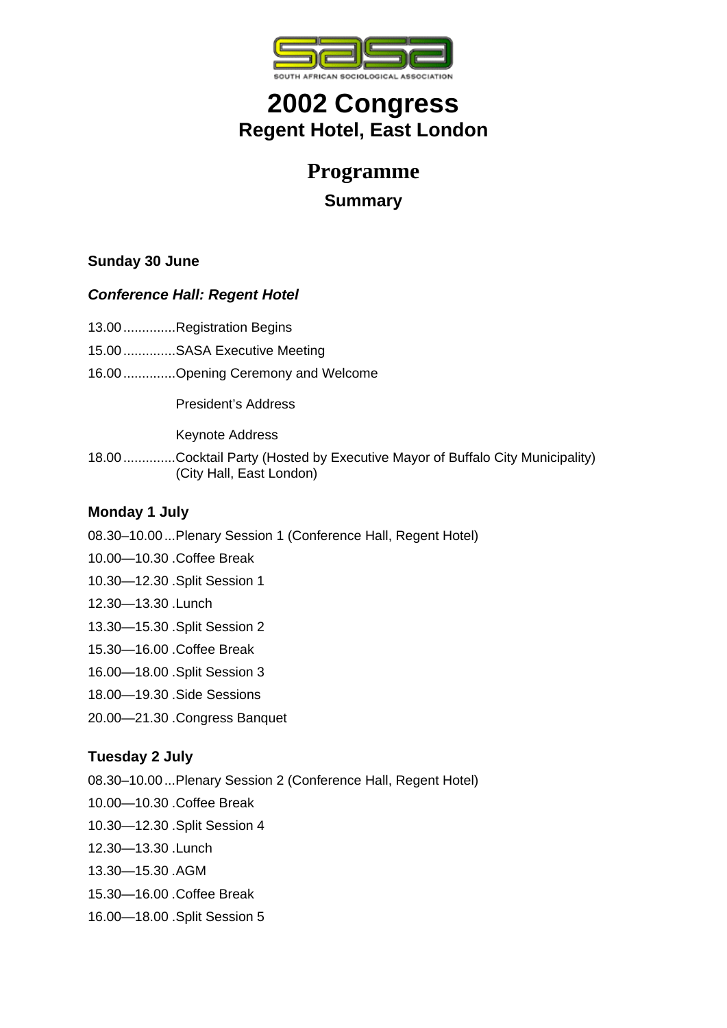SOUTH AFRICAN SOCIOLOGICAL ASSOCIATION

# 2002 Congress
## Regent Hotel, East London

# Programme
## Summary

**Sunday 30 June**

***Conference Hall: Regent Hotel***

13.00..............Registration Begins

15.00..............SASA Executive Meeting

16.00..............Opening Ceremony and Welcome

President's Address

Keynote Address

18.00..............Cocktail Party (Hosted by Executive Mayor of Buffalo City Municipality) (City Hall, East London)

**Monday 1 July**

08.30–10.00...Plenary Session 1 (Conference Hall, Regent Hotel)

10.00—10.30 .Coffee Break

10.30—12.30 .Split Session 1

12.30—13.30 .Lunch

13.30—15.30 .Split Session 2

15.30—16.00 .Coffee Break

16.00—18.00 .Split Session 3

18.00—19.30 .Side Sessions

20.00—21.30 .Congress Banquet

**Tuesday 2 July**

08.30–10.00...Plenary Session 2 (Conference Hall, Regent Hotel)

10.00—10.30 .Coffee Break

10.30—12.30 .Split Session 4

12.30—13.30 .Lunch

13.30—15.30 .AGM

15.30—16.00 .Coffee Break

16.00—18.00 .Split Session 5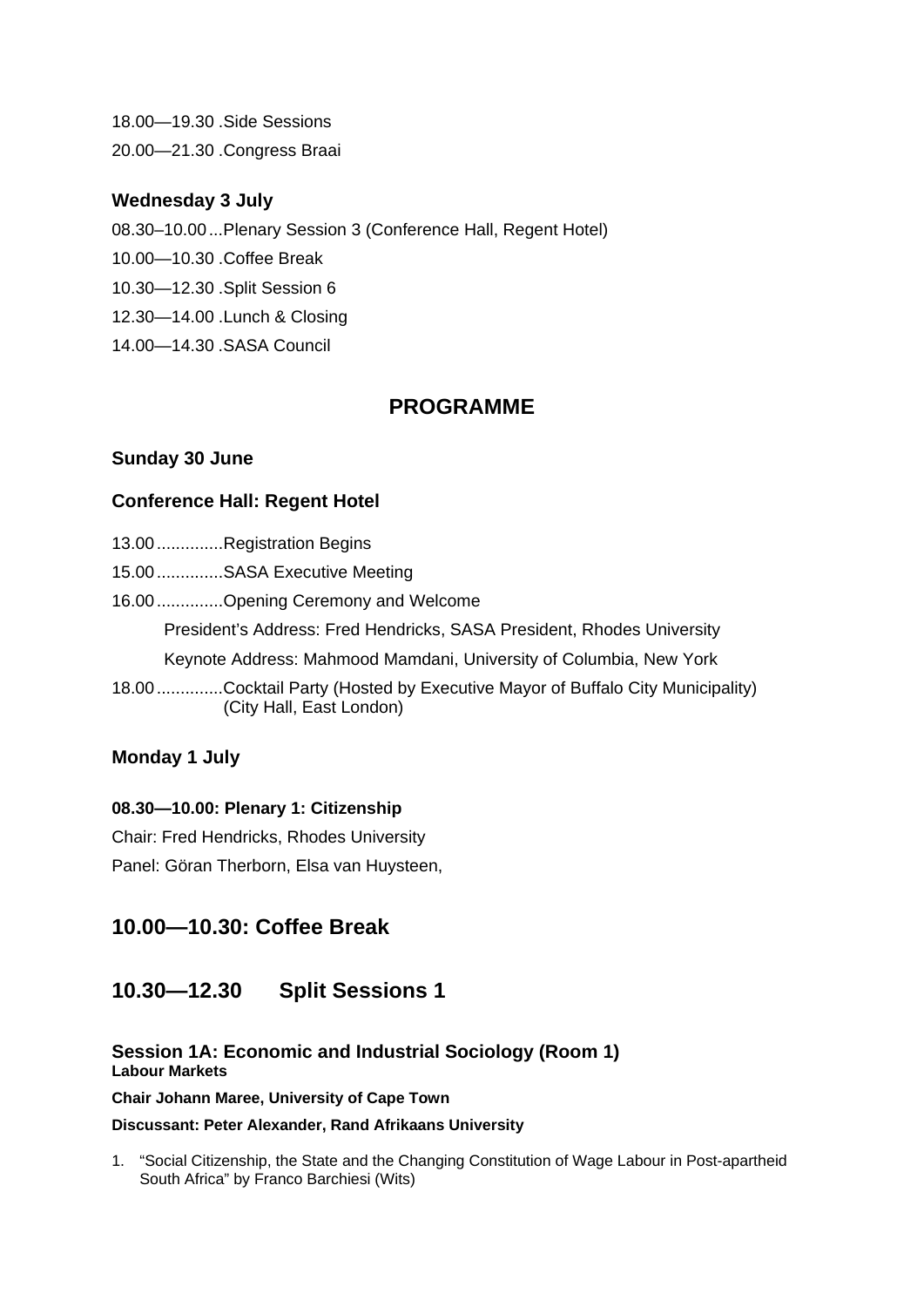18.00—19.30 .Side Sessions

20.00—21.30 .Congress Braai

**Wednesday 3 July**

08.30–10.00...Plenary Session 3 (Conference Hall, Regent Hotel)

10.00—10.30 .Coffee Break

10.30—12.30 .Split Session 6

12.30—14.00 .Lunch & Closing

14.00—14.30 .SASA Council

## PROGRAMME

**Sunday 30 June**

**Conference Hall: Regent Hotel**

13.00..............Registration Begins

15.00..............SASA Executive Meeting

16.00..............Opening Ceremony and Welcome

President's Address: Fred Hendricks, SASA President, Rhodes University

Keynote Address: Mahmood Mamdani, University of Columbia, New York

18.00..............Cocktail Party (Hosted by Executive Mayor of Buffalo City Municipality) (City Hall, East London)

**Monday 1 July**

**08.30—10.00: Plenary 1: Citizenship**

Chair: Fred Hendricks, Rhodes University

Panel: Göran Therborn, Elsa van Huysteen,

## 10.00—10.30: Coffee Break

## 10.30—12.30 Split Sessions 1

### Session 1A: Economic and Industrial Sociology (Room 1)

**Labour Markets**

**Chair Johann Maree, University of Cape Town**

**Discussant: Peter Alexander, Rand Afrikaans University**

1. "Social Citizenship, the State and the Changing Constitution of Wage Labour in Post-apartheid South Africa" by Franco Barchiesi (Wits)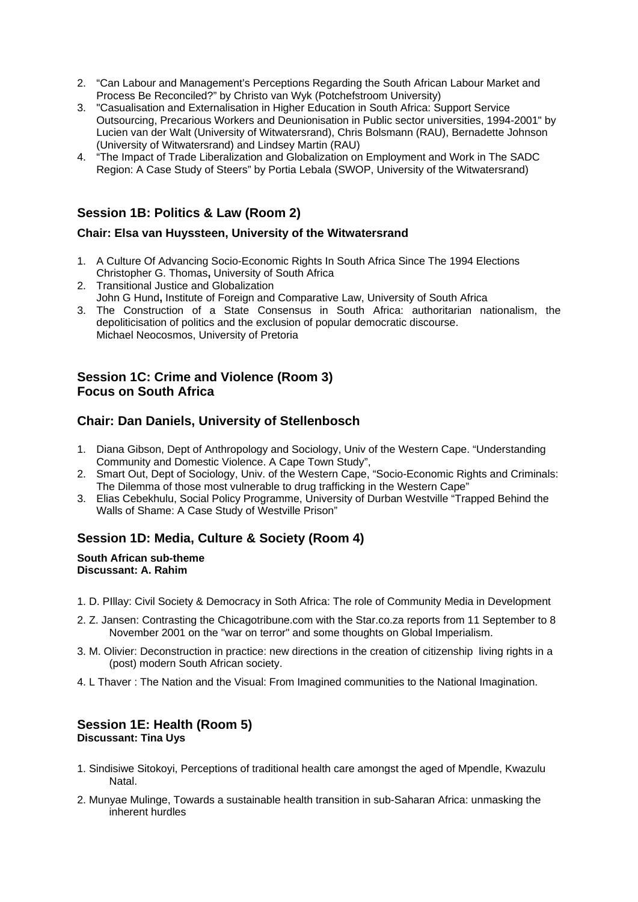2. "Can Labour and Management's Perceptions Regarding the South African Labour Market and Process Be Reconciled?" by Christo van Wyk (Potchefstroom University)
3. "Casualisation and Externalisation in Higher Education in South Africa: Support Service Outsourcing, Precarious Workers and Deunionisation in Public sector universities, 1994-2001" by Lucien van der Walt (University of Witwatersrand), Chris Bolsmann (RAU), Bernadette Johnson (University of Witwatersrand) and Lindsey Martin (RAU)
4. "The Impact of Trade Liberalization and Globalization on Employment and Work in The SADC Region: A Case Study of Steers" by Portia Lebala (SWOP, University of the Witwatersrand)

## Session 1B: Politics & Law (Room 2)

**Chair: Elsa van Huyssteen, University of the Witwatersrand**

1. A Culture Of Advancing Socio-Economic Rights In South Africa Since The 1994 Elections
   Christopher G. Thomas**,** University of South Africa
2. Transitional Justice and Globalization
   John G Hund**,** Institute of Foreign and Comparative Law, University of South Africa
3. The Construction of a State Consensus in South Africa: authoritarian nationalism, the depoliticisation of politics and the exclusion of popular democratic discourse.
   Michael Neocosmos, University of Pretoria

## Session 1C: Crime and Violence (Room 3)
## Focus on South Africa

## Chair: Dan Daniels, University of Stellenbosch

1. Diana Gibson, Dept of Anthropology and Sociology, Univ of the Western Cape. "Understanding Community and Domestic Violence. A Cape Town Study",
2. Smart Out, Dept of Sociology, Univ. of the Western Cape, "Socio-Economic Rights and Criminals: The Dilemma of those most vulnerable to drug trafficking in the Western Cape"
3. Elias Cebekhulu, Social Policy Programme, University of Durban Westville "Trapped Behind the Walls of Shame: A Case Study of Westville Prison"

## Session 1D: Media, Culture & Society (Room 4)

**South African sub-theme**
**Discussant: A. Rahim**

1. D. PIllay: Civil Society & Democracy in Soth Africa: The role of Community Media in Development
2. Z. Jansen: Contrasting the Chicagotribune.com with the Star.co.za reports from 11 September to 8 November 2001 on the "war on terror" and some thoughts on Global Imperialism.
3. M. Olivier: Deconstruction in practice: new directions in the creation of citizenship living rights in a (post) modern South African society.
4. L Thaver : The Nation and the Visual: From Imagined communities to the National Imagination.

## Session 1E: Health (Room 5)
**Discussant: Tina Uys**

1. Sindisiwe Sitokoyi, Perceptions of traditional health care amongst the aged of Mpendle, Kwazulu Natal.
2. Munyae Mulinge, Towards a sustainable health transition in sub-Saharan Africa: unmasking the inherent hurdles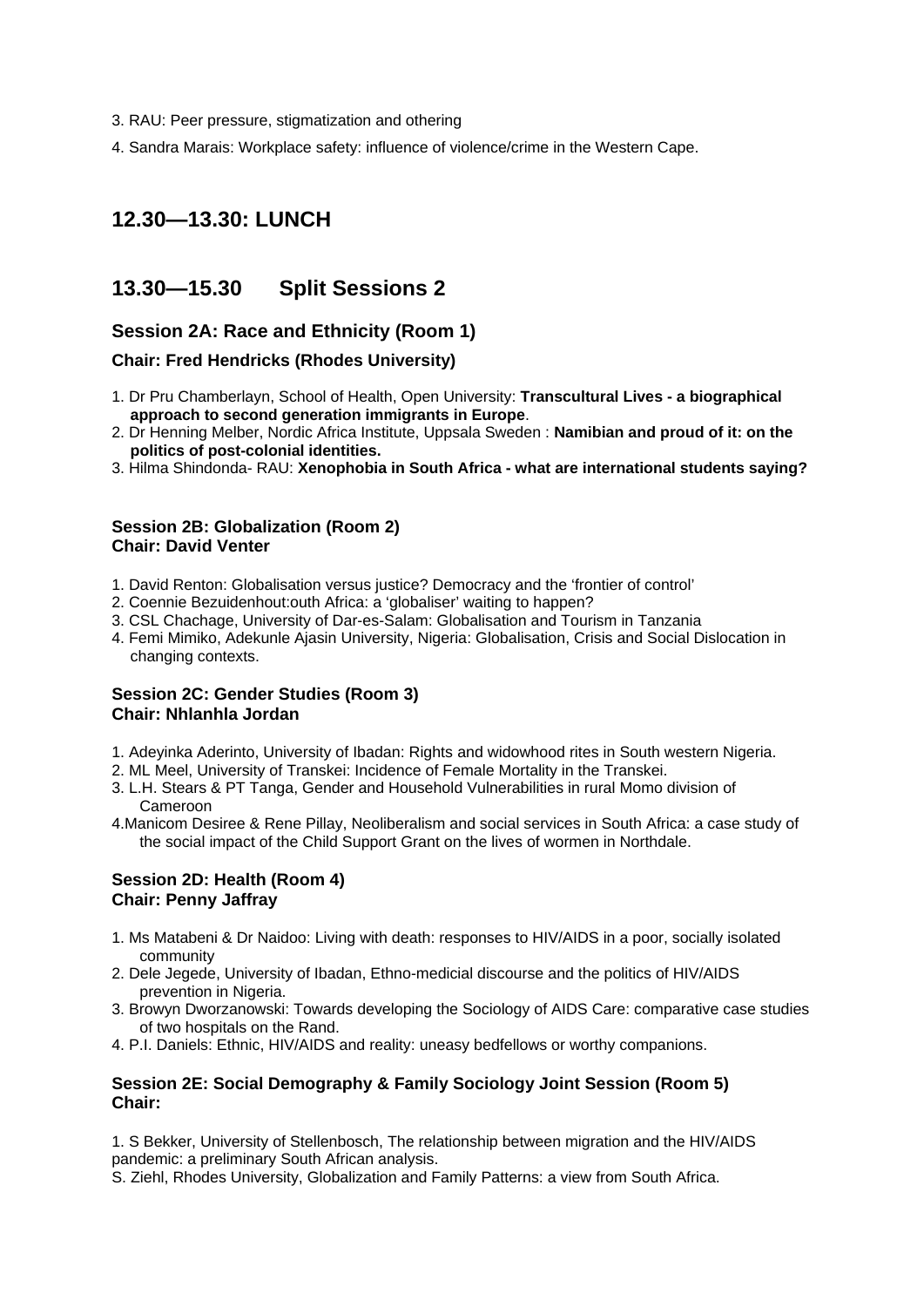3. RAU: Peer pressure, stigmatization and othering

4. Sandra Marais: Workplace safety: influence of violence/crime in the Western Cape.

## 12.30—13.30: LUNCH

## 13.30—15.30 Split Sessions 2

### Session 2A: Race and Ethnicity (Room 1)

**Chair: Fred Hendricks (Rhodes University)**

1. Dr Pru Chamberlayn, School of Health, Open University: **Transcultural Lives - a biographical approach to second generation immigrants in Europe**.
2. Dr Henning Melber, Nordic Africa Institute, Uppsala Sweden : **Namibian and proud of it: on the politics of post-colonial identities.**
3. Hilma Shindonda- RAU: **Xenophobia in South Africa - what are international students saying?**

**Session 2B: Globalization (Room 2)**
**Chair: David Venter**

1. David Renton: Globalisation versus justice? Democracy and the 'frontier of control'
2. Coennie Bezuidenhout:outh Africa: a 'globaliser' waiting to happen?
3. CSL Chachage, University of Dar-es-Salam: Globalisation and Tourism in Tanzania
4. Femi Mimiko, Adekunle Ajasin University, Nigeria: Globalisation, Crisis and Social Dislocation in changing contexts.

**Session 2C: Gender Studies (Room 3)**
**Chair: Nhlanhla Jordan**

1. Adeyinka Aderinto, University of Ibadan: Rights and widowhood rites in South western Nigeria.
2. ML Meel, University of Transkei: Incidence of Female Mortality in the Transkei.
3. L.H. Stears & PT Tanga, Gender and Household Vulnerabilities in rural Momo division of Cameroon
4. Manicom Desiree & Rene Pillay, Neoliberalism and social services in South Africa: a case study of the social impact of the Child Support Grant on the lives of wormen in Northdale.

**Session 2D: Health (Room 4)**
**Chair: Penny Jaffray**

1. Ms Matabeni & Dr Naidoo: Living with death: responses to HIV/AIDS in a poor, socially isolated community
2. Dele Jegede, University of Ibadan, Ethno-medicial discourse and the politics of HIV/AIDS prevention in Nigeria.
3. Browyn Dworzanowski: Towards developing the Sociology of AIDS Care: comparative case studies of two hospitals on the Rand.
4. P.I. Daniels: Ethnic, HIV/AIDS and reality: uneasy bedfellows or worthy companions.

**Session 2E: Social Demography & Family Sociology Joint Session (Room 5)**
**Chair:**

1. S Bekker, University of Stellenbosch, The relationship between migration and the HIV/AIDS pandemic: a preliminary South African analysis.
S. Ziehl, Rhodes University, Globalization and Family Patterns: a view from South Africa.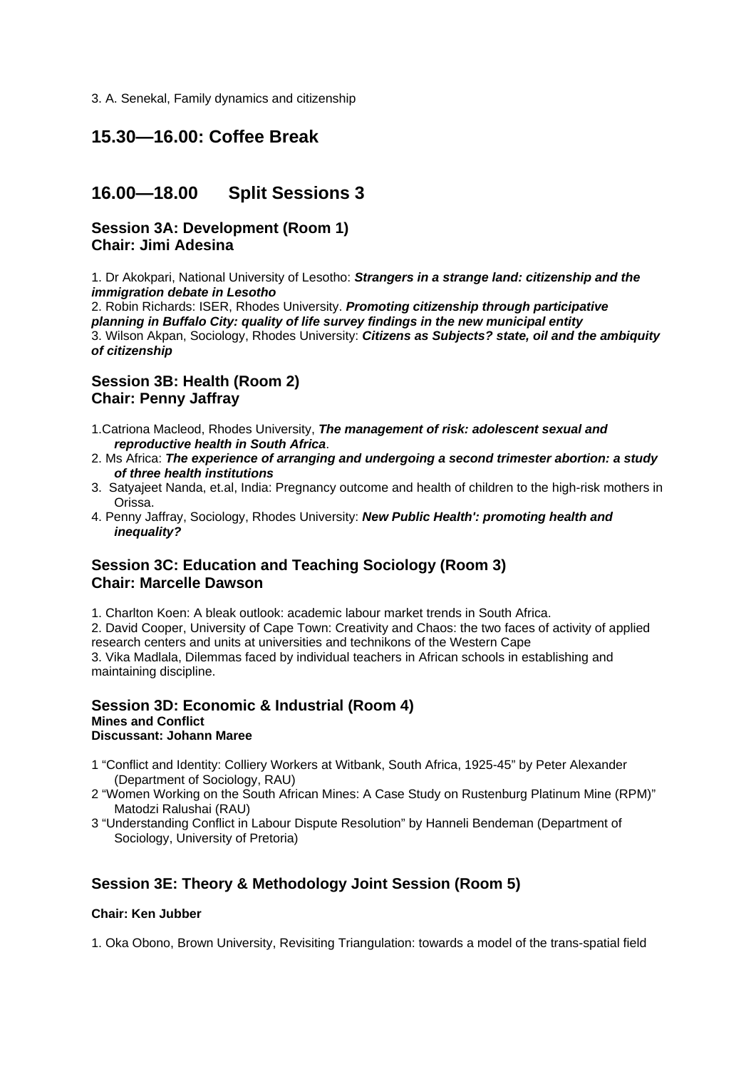3. A. Senekal, Family dynamics and citizenship

## 15.30—16.00: Coffee Break

## 16.00—18.00 Split Sessions 3

### Session 3A: Development (Room 1)
### Chair: Jimi Adesina

1. Dr Akokpari, National University of Lesotho: ***Strangers in a strange land: citizenship and the immigration debate in Lesotho***
2. Robin Richards: ISER, Rhodes University. ***Promoting citizenship through participative planning in Buffalo City: quality of life survey findings in the new municipal entity***
3. Wilson Akpan, Sociology, Rhodes University: ***Citizens as Subjects? state, oil and the ambiquity of citizenship***

### Session 3B: Health (Room 2)
### Chair: Penny Jaffray

1. Catriona Macleod, Rhodes University, ***The management of risk: adolescent sexual and reproductive health in South Africa***.
2. Ms Africa: ***The experience of arranging and undergoing a second trimester abortion: a study of three health institutions***
3. Satyajeet Nanda, et.al, India: Pregnancy outcome and health of children to the high-risk mothers in Orissa.
4. Penny Jaffray, Sociology, Rhodes University: ***New Public Health': promoting health and inequality?***

### Session 3C: Education and Teaching Sociology (Room 3)
### Chair: Marcelle Dawson

1. Charlton Koen: A bleak outlook: academic labour market trends in South Africa.
2. David Cooper, University of Cape Town: Creativity and Chaos: the two faces of activity of applied research centers and units at universities and technikons of the Western Cape
3. Vika Madlala, Dilemmas faced by individual teachers in African schools in establishing and maintaining discipline.

### Session 3D: Economic & Industrial (Room 4)
**Mines and Conflict**
**Discussant: Johann Maree**

1 "Conflict and Identity: Colliery Workers at Witbank, South Africa, 1925-45" by Peter Alexander (Department of Sociology, RAU)
2 "Women Working on the South African Mines: A Case Study on Rustenburg Platinum Mine (RPM)" Matodzi Ralushai (RAU)
3 "Understanding Conflict in Labour Dispute Resolution" by Hanneli Bendeman (Department of Sociology, University of Pretoria)

### Session 3E: Theory & Methodology Joint Session (Room 5)

**Chair: Ken Jubber**

1. Oka Obono, Brown University, Revisiting Triangulation: towards a model of the trans-spatial field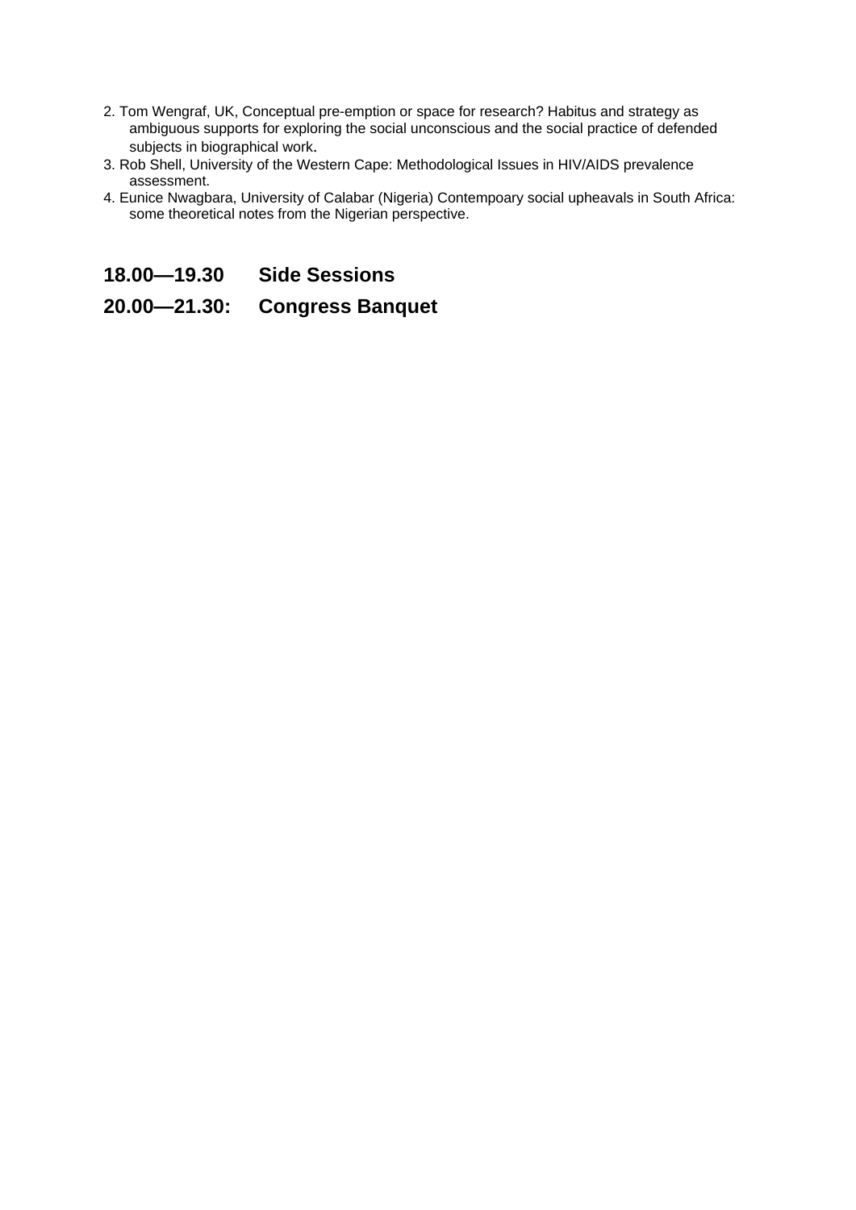2. Tom Wengraf, UK, Conceptual pre-emption or space for research? Habitus and strategy as ambiguous supports for exploring the social unconscious and the social practice of defended subjects in biographical work.
3. Rob Shell, University of the Western Cape: Methodological Issues in HIV/AIDS prevalence assessment.
4. Eunice Nwagbara, University of Calabar (Nigeria) Contempoary social upheavals in South Africa: some theoretical notes from the Nigerian perspective.

**18.00—19.30 Side Sessions**

**20.00—21.30: Congress Banquet**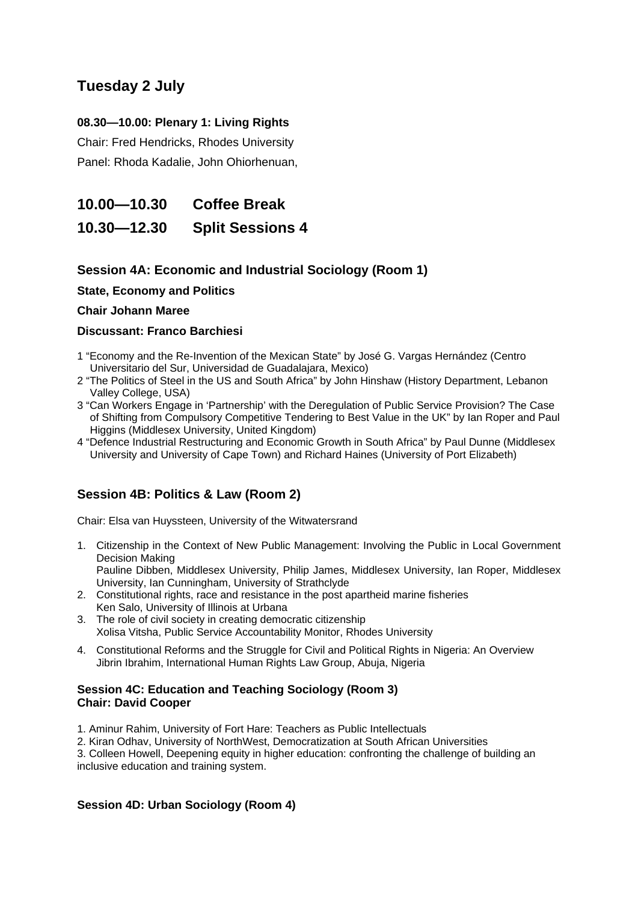## Tuesday 2 July

**08.30—10.00: Plenary 1: Living Rights**

Chair: Fred Hendricks, Rhodes University

Panel: Rhoda Kadalie, John Ohiorhenuan,

## 10.00—10.30 Coffee Break

## 10.30—12.30 Split Sessions 4

### Session 4A: Economic and Industrial Sociology (Room 1)

**State, Economy and Politics**

**Chair Johann Maree**

**Discussant: Franco Barchiesi**

1 “Economy and the Re-Invention of the Mexican State” by José G. Vargas Hernández (Centro Universitario del Sur, Universidad de Guadalajara, Mexico)
2 “The Politics of Steel in the US and South Africa” by John Hinshaw (History Department, Lebanon Valley College, USA)
3 “Can Workers Engage in ‘Partnership’ with the Deregulation of Public Service Provision? The Case of Shifting from Compulsory Competitive Tendering to Best Value in the UK” by Ian Roper and Paul Higgins (Middlesex University, United Kingdom)
4 “Defence Industrial Restructuring and Economic Growth in South Africa” by Paul Dunne (Middlesex University and University of Cape Town) and Richard Haines (University of Port Elizabeth)

### Session 4B: Politics & Law (Room 2)

Chair: Elsa van Huyssteen, University of the Witwatersrand

1. Citizenship in the Context of New Public Management: Involving the Public in Local Government Decision Making
   Pauline Dibben, Middlesex University, Philip James, Middlesex University, Ian Roper, Middlesex University, Ian Cunningham, University of Strathclyde
2. Constitutional rights, race and resistance in the post apartheid marine fisheries
   Ken Salo, University of Illinois at Urbana
3. The role of civil society in creating democratic citizenship
   Xolisa Vitsha, Public Service Accountability Monitor, Rhodes University
4. Constitutional Reforms and the Struggle for Civil and Political Rights in Nigeria: An Overview
   Jibrin Ibrahim, International Human Rights Law Group, Abuja, Nigeria

### Session 4C: Education and Teaching Sociology (Room 3)
**Chair: David Cooper**

1. Aminur Rahim, University of Fort Hare: Teachers as Public Intellectuals
2. Kiran Odhav, University of NorthWest, Democratization at South African Universities
3. Colleen Howell, Deepening equity in higher education: confronting the challenge of building an inclusive education and training system.

### Session 4D: Urban Sociology (Room 4)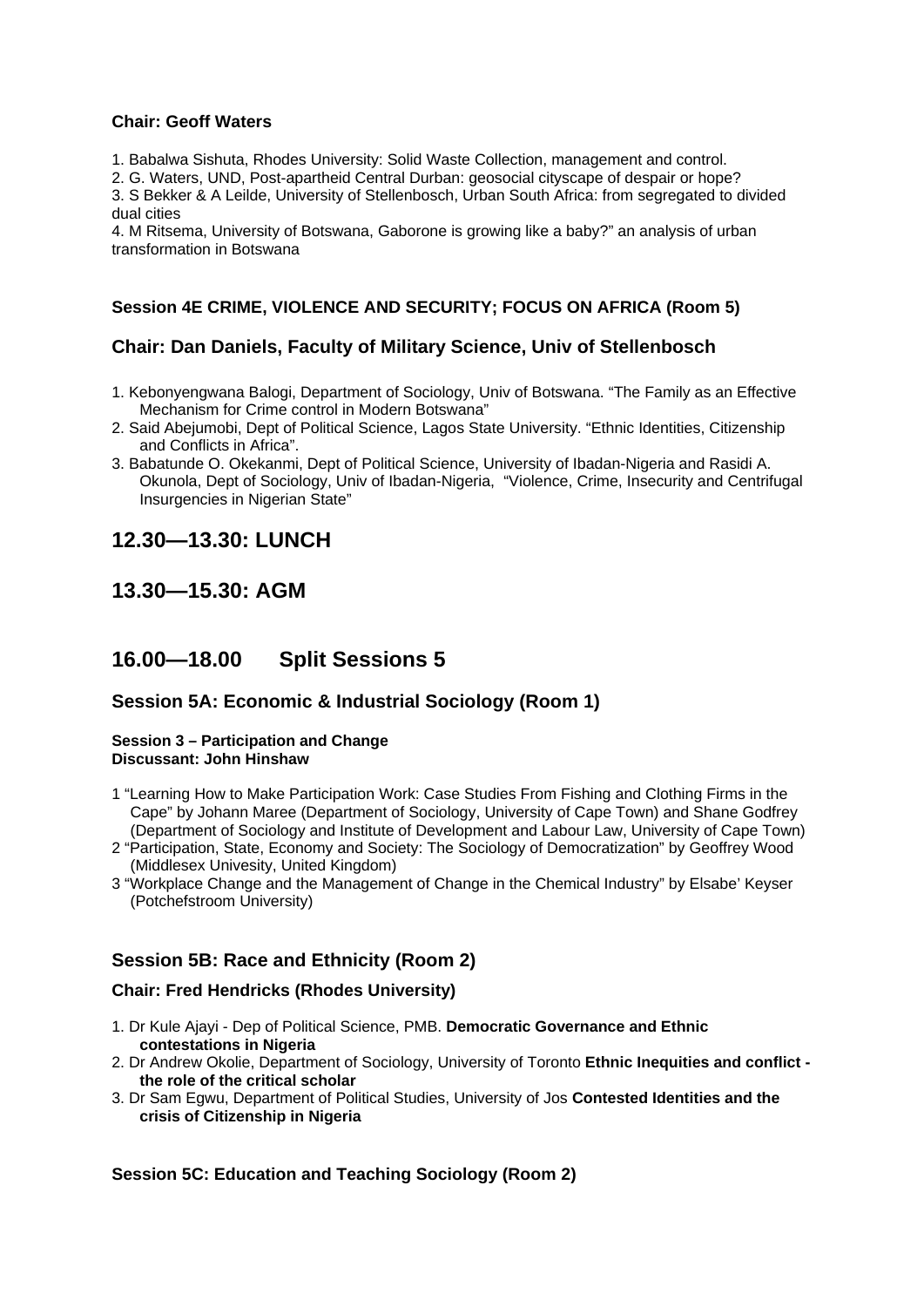**Chair: Geoff Waters**

1. Babalwa Sishuta, Rhodes University: Solid Waste Collection, management and control.
2. G. Waters, UND, Post-apartheid Central Durban: geosocial cityscape of despair or hope?
3. S Bekker & A Leilde, University of Stellenbosch, Urban South Africa: from segregated to divided dual cities
4. M Ritsema, University of Botswana, Gaborone is growing like a baby?" an analysis of urban transformation in Botswana

**Session 4E CRIME, VIOLENCE AND SECURITY; FOCUS ON AFRICA (Room 5)**

### Chair: Dan Daniels, Faculty of Military Science, Univ of Stellenbosch

1. Kebonyengwana Balogi, Department of Sociology, Univ of Botswana. "The Family as an Effective Mechanism for Crime control in Modern Botswana"
2. Said Abejumobi, Dept of Political Science, Lagos State University. "Ethnic Identities, Citizenship and Conflicts in Africa".
3. Babatunde O. Okekanmi, Dept of Political Science, University of Ibadan-Nigeria and Rasidi A. Okunola, Dept of Sociology, Univ of Ibadan-Nigeria, "Violence, Crime, Insecurity and Centrifugal Insurgencies in Nigerian State"

## 12.30—13.30: LUNCH

## 13.30—15.30: AGM

## 16.00—18.00 Split Sessions 5

### Session 5A: Economic & Industrial Sociology (Room 1)

**Session 3 – Participation and Change**
**Discussant: John Hinshaw**

1 "Learning How to Make Participation Work: Case Studies From Fishing and Clothing Firms in the Cape" by Johann Maree (Department of Sociology, University of Cape Town) and Shane Godfrey (Department of Sociology and Institute of Development and Labour Law, University of Cape Town)
2 "Participation, State, Economy and Society: The Sociology of Democratization" by Geoffrey Wood (Middlesex Univesity, United Kingdom)
3 "Workplace Change and the Management of Change in the Chemical Industry" by Elsabe' Keyser (Potchefstroom University)

### Session 5B: Race and Ethnicity (Room 2)

**Chair: Fred Hendricks (Rhodes University)**

1. Dr Kule Ajayi - Dep of Political Science, PMB. **Democratic Governance and Ethnic contestations in Nigeria**
2. Dr Andrew Okolie, Department of Sociology, University of Toronto **Ethnic Inequities and conflict - the role of the critical scholar**
3. Dr Sam Egwu, Department of Political Studies, University of Jos **Contested Identities and the crisis of Citizenship in Nigeria**

**Session 5C: Education and Teaching Sociology (Room 2)**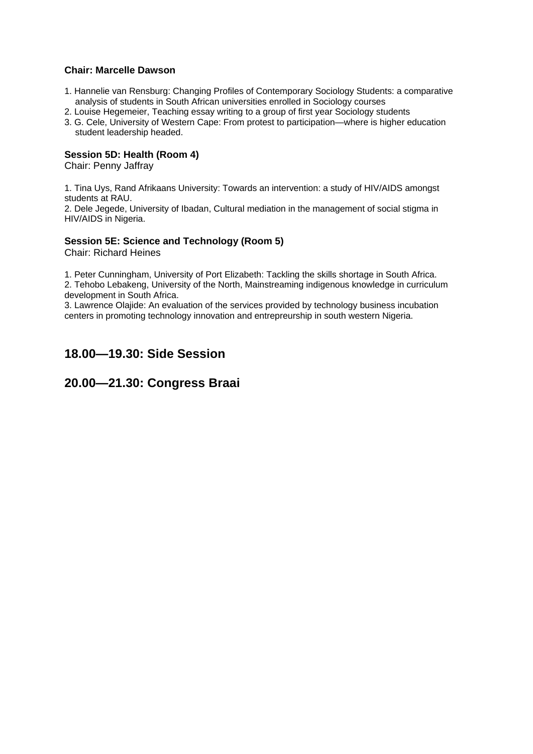**Chair: Marcelle Dawson**

1. Hannelie van Rensburg: Changing Profiles of Contemporary Sociology Students: a comparative analysis of students in South African universities enrolled in Sociology courses
2. Louise Hegemeier, Teaching essay writing to a group of first year Sociology students
3. G. Cele, University of Western Cape: From protest to participation—where is higher education student leadership headed.

**Session 5D: Health (Room 4)**
Chair: Penny Jaffray

1. Tina Uys, Rand Afrikaans University: Towards an intervention: a study of HIV/AIDS amongst students at RAU.
2. Dele Jegede, University of Ibadan, Cultural mediation in the management of social stigma in HIV/AIDS in Nigeria.

**Session 5E: Science and Technology (Room 5)**
Chair: Richard Heines

1. Peter Cunningham, University of Port Elizabeth: Tackling the skills shortage in South Africa.
2. Tehobo Lebakeng, University of the North, Mainstreaming indigenous knowledge in curriculum development in South Africa.
3. Lawrence Olajide: An evaluation of the services provided by technology business incubation centers in promoting technology innovation and entrepreurship in south western Nigeria.

## 18.00—19.30: Side Session

## 20.00—21.30: Congress Braai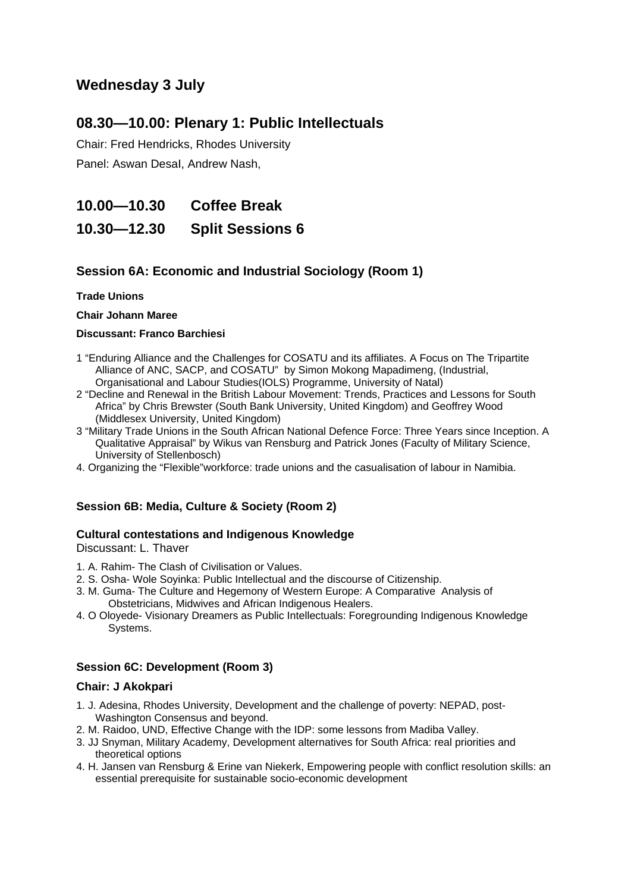## Wednesday 3 July

## 08.30—10.00: Plenary 1: Public Intellectuals

Chair: Fred Hendricks, Rhodes University

Panel: Aswan DesaI, Andrew Nash,

## 10.00—10.30 Coffee Break

## 10.30—12.30 Split Sessions 6

### Session 6A: Economic and Industrial Sociology (Room 1)

**Trade Unions**

**Chair Johann Maree**

**Discussant: Franco Barchiesi**

1 "Enduring Alliance and the Challenges for COSATU and its affiliates. A Focus on The Tripartite Alliance of ANC, SACP, and COSATU" by Simon Mokong Mapadimeng, (Industrial, Organisational and Labour Studies(IOLS) Programme, University of Natal)
2 "Decline and Renewal in the British Labour Movement: Trends, Practices and Lessons for South Africa" by Chris Brewster (South Bank University, United Kingdom) and Geoffrey Wood (Middlesex University, United Kingdom)
3 "Military Trade Unions in the South African National Defence Force: Three Years since Inception. A Qualitative Appraisal" by Wikus van Rensburg and Patrick Jones (Faculty of Military Science, University of Stellenbosch)
4. Organizing the "Flexible"workforce: trade unions and the casualisation of labour in Namibia.

### Session 6B: Media, Culture & Society (Room 2)

**Cultural contestations and Indigenous Knowledge**

Discussant: L. Thaver

1. A. Rahim- The Clash of Civilisation or Values.
2. S. Osha- Wole Soyinka: Public Intellectual and the discourse of Citizenship.
3. M. Guma- The Culture and Hegemony of Western Europe: A Comparative Analysis of Obstetricians, Midwives and African Indigenous Healers.
4. O Oloyede- Visionary Dreamers as Public Intellectuals: Foregrounding Indigenous Knowledge Systems.

### Session 6C: Development (Room 3)

**Chair: J Akokpari**

1. J. Adesina, Rhodes University, Development and the challenge of poverty: NEPAD, post-Washington Consensus and beyond.
2. M. Raidoo, UND, Effective Change with the IDP: some lessons from Madiba Valley.
3. JJ Snyman, Military Academy, Development alternatives for South Africa: real priorities and theoretical options
4. H. Jansen van Rensburg & Erine van Niekerk, Empowering people with conflict resolution skills: an essential prerequisite for sustainable socio-economic development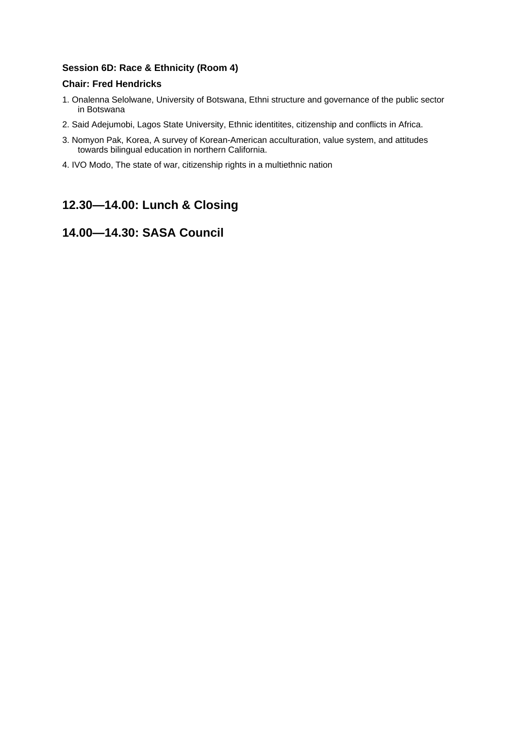**Session 6D: Race & Ethnicity (Room 4)**

**Chair: Fred Hendricks**

1. Onalenna Selolwane, University of Botswana, Ethni structure and governance of the public sector in Botswana
2. Said Adejumobi, Lagos State University, Ethnic identitites, citizenship and conflicts in Africa.
3. Nomyon Pak, Korea, A survey of Korean-American acculturation, value system, and attitudes towards bilingual education in northern California.
4. IVO Modo, The state of war, citizenship rights in a multiethnic nation

## 12.30—14.00: Lunch & Closing

## 14.00—14.30: SASA Council